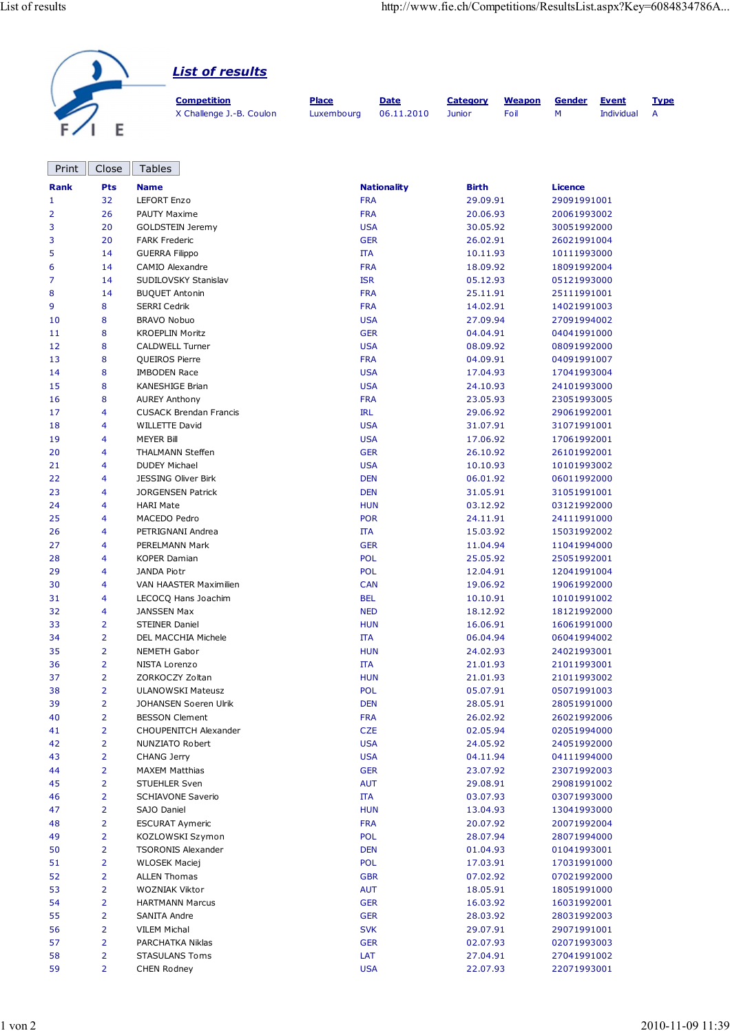# List of results

| Competition | Place | Date | Category | Weapon | Gender | Event | Type |
|---|---|---|---|---|---|---|---|
| X Challenge J.-B. Coulon | Luxembourg | 06.11.2010 | Junior | Foil | M | Individual | A |

Print Close Tables

| Rank | Pts | Name | Nationality | Birth | Licence |
|---|---|---|---|---|---|
| 1 | 32 | LEFORT Enzo | FRA | 29.09.91 | 29091991001 |
| 2 | 26 | PAUTY Maxime | FRA | 20.06.93 | 20061993002 |
| 3 | 20 | GOLDSTEIN Jeremy | USA | 30.05.92 | 30051992000 |
| 3 | 20 | FARK Frederic | GER | 26.02.91 | 26021991004 |
| 5 | 14 | GUERRA Filippo | ITA | 10.11.93 | 10111993000 |
| 6 | 14 | CAMIO Alexandre | FRA | 18.09.92 | 18091992004 |
| 7 | 14 | SUDILOVSKY Stanislav | ISR | 05.12.93 | 05121993000 |
| 8 | 14 | BUQUET Antonin | FRA | 25.11.91 | 25111991001 |
| 9 | 8 | SERRI Cedrik | FRA | 14.02.91 | 14021991003 |
| 10 | 8 | BRAVO Nobuo | USA | 27.09.94 | 27091994002 |
| 11 | 8 | KROEPLIN Moritz | GER | 04.04.91 | 04041991000 |
| 12 | 8 | CALDWELL Turner | USA | 08.09.92 | 08091992000 |
| 13 | 8 | QUEIROS Pierre | FRA | 04.09.91 | 04091991007 |
| 14 | 8 | IMBODEN Race | USA | 17.04.93 | 17041993004 |
| 15 | 8 | KANESHIGE Brian | USA | 24.10.93 | 24101993000 |
| 16 | 8 | AUREY Anthony | FRA | 23.05.93 | 23051993005 |
| 17 | 4 | CUSACK Brendan Francis | IRL | 29.06.92 | 29061992001 |
| 18 | 4 | WILLETTE David | USA | 31.07.91 | 31071991001 |
| 19 | 4 | MEYER Bill | USA | 17.06.92 | 17061992001 |
| 20 | 4 | THALMANN Steffen | GER | 26.10.92 | 26101992001 |
| 21 | 4 | DUDEY Michael | USA | 10.10.93 | 10101993002 |
| 22 | 4 | JESSING Oliver Birk | DEN | 06.01.92 | 06011992000 |
| 23 | 4 | JORGENSEN Patrick | DEN | 31.05.91 | 31051991001 |
| 24 | 4 | HARI Mate | HUN | 03.12.92 | 03121992000 |
| 25 | 4 | MACEDO Pedro | POR | 24.11.91 | 24111991000 |
| 26 | 4 | PETRIGNANI Andrea | ITA | 15.03.92 | 15031992002 |
| 27 | 4 | PERELMANN Mark | GER | 11.04.94 | 11041994000 |
| 28 | 4 | KOPER Damian | POL | 25.05.92 | 25051992001 |
| 29 | 4 | JANDA Piotr | POL | 12.04.91 | 12041991004 |
| 30 | 4 | VAN HAASTER Maximilien | CAN | 19.06.92 | 19061992000 |
| 31 | 4 | LECOCQ Hans Joachim | BEL | 10.10.91 | 10101991002 |
| 32 | 4 | JANSSEN Max | NED | 18.12.92 | 18121992000 |
| 33 | 2 | STEINER Daniel | HUN | 16.06.91 | 16061991000 |
| 34 | 2 | DEL MACCHIA Michele | ITA | 06.04.94 | 06041994002 |
| 35 | 2 | NEMETH Gabor | HUN | 24.02.93 | 24021993001 |
| 36 | 2 | NISTA Lorenzo | ITA | 21.01.93 | 21011993001 |
| 37 | 2 | ZORKOCZY Zoltan | HUN | 21.01.93 | 21011993002 |
| 38 | 2 | ULANOWSKI Mateusz | POL | 05.07.91 | 05071991003 |
| 39 | 2 | JOHANSEN Soeren Ulrik | DEN | 28.05.91 | 28051991000 |
| 40 | 2 | BESSON Clement | FRA | 26.02.92 | 26021992006 |
| 41 | 2 | CHOUPENITCH Alexander | CZE | 02.05.94 | 02051994000 |
| 42 | 2 | NUNZIATO Robert | USA | 24.05.92 | 24051992000 |
| 43 | 2 | CHANG Jerry | USA | 04.11.94 | 04111994000 |
| 44 | 2 | MAXEM Matthias | GER | 23.07.92 | 23071992003 |
| 45 | 2 | STUEHLER Sven | AUT | 29.08.91 | 29081991002 |
| 46 | 2 | SCHIAVONE Saverio | ITA | 03.07.93 | 03071993000 |
| 47 | 2 | SAJO Daniel | HUN | 13.04.93 | 13041993000 |
| 48 | 2 | ESCURAT Aymeric | FRA | 20.07.92 | 20071992004 |
| 49 | 2 | KOZLOWSKI Szymon | POL | 28.07.94 | 28071994000 |
| 50 | 2 | TSORONIS Alexander | DEN | 01.04.93 | 01041993001 |
| 51 | 2 | WLOSEK Maciej | POL | 17.03.91 | 17031991000 |
| 52 | 2 | ALLEN Thomas | GBR | 07.02.92 | 07021992000 |
| 53 | 2 | WOZNIAK Viktor | AUT | 18.05.91 | 18051991000 |
| 54 | 2 | HARTMANN Marcus | GER | 16.03.92 | 16031992001 |
| 55 | 2 | SANITA Andre | GER | 28.03.92 | 28031992003 |
| 56 | 2 | VILEM Michal | SVK | 29.07.91 | 29071991001 |
| 57 | 2 | PARCHATKA Niklas | GER | 02.07.93 | 02071993003 |
| 58 | 2 | STASULANS Toms | LAT | 27.04.91 | 27041991002 |
| 59 | 2 | CHEN Rodney | USA | 22.07.93 | 22071993001 |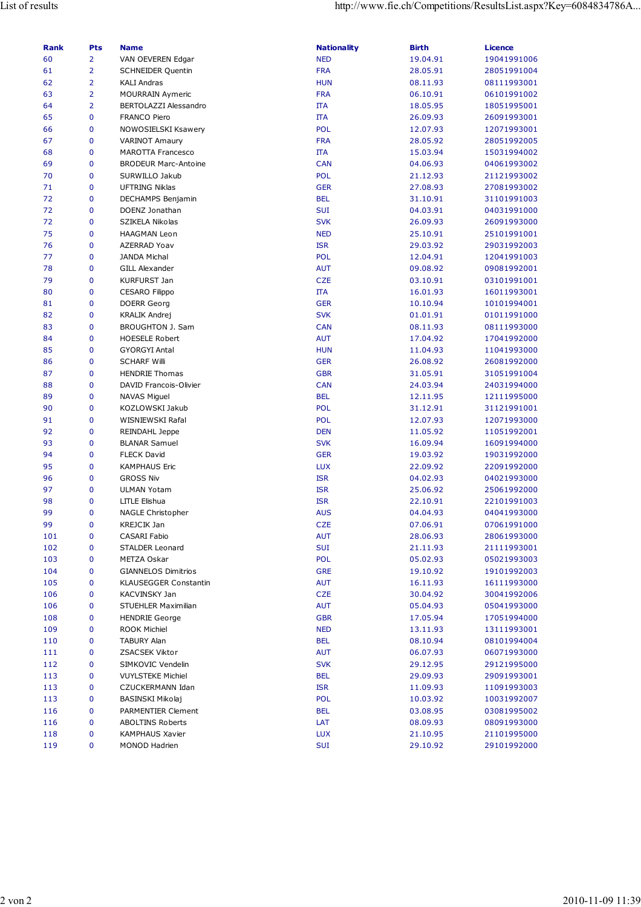| Rank | Pts | Name | Nationality | Birth | Licence |
|---|---|---|---|---|---|
| 60 | 2 | VAN OEVEREN Edgar | NED | 19.04.91 | 19041991006 |
| 61 | 2 | SCHNEIDER Quentin | FRA | 28.05.91 | 28051991004 |
| 62 | 2 | KALI Andras | HUN | 08.11.93 | 08111993001 |
| 63 | 2 | MOURRAIN Aymeric | FRA | 06.10.91 | 06101991002 |
| 64 | 2 | BERTOLAZZI Alessandro | ITA | 18.05.95 | 18051995001 |
| 65 | 0 | FRANCO Piero | ITA | 26.09.93 | 26091993001 |
| 66 | 0 | NOWOSIELSKI Ksawery | POL | 12.07.93 | 12071993001 |
| 67 | 0 | VARINOT Amaury | FRA | 28.05.92 | 28051992005 |
| 68 | 0 | MAROTTA Francesco | ITA | 15.03.94 | 15031994002 |
| 69 | 0 | BRODEUR Marc-Antoine | CAN | 04.06.93 | 04061993002 |
| 70 | 0 | SURWILLO Jakub | POL | 21.12.93 | 21121993002 |
| 71 | 0 | UFTRING Niklas | GER | 27.08.93 | 27081993002 |
| 72 | 0 | DECHAMPS Benjamin | BEL | 31.10.91 | 31101991003 |
| 72 | 0 | DOENZ Jonathan | SUI | 04.03.91 | 04031991000 |
| 72 | 0 | SZIKELA Nikolas | SVK | 26.09.93 | 26091993000 |
| 75 | 0 | HAAGMAN Leon | NED | 25.10.91 | 25101991001 |
| 76 | 0 | AZERRAD Yoav | ISR | 29.03.92 | 29031992003 |
| 77 | 0 | JANDA Michal | POL | 12.04.91 | 12041991003 |
| 78 | 0 | GILL Alexander | AUT | 09.08.92 | 09081992001 |
| 79 | 0 | KURFURST Jan | CZE | 03.10.91 | 03101991001 |
| 80 | 0 | CESARO Filippo | ITA | 16.01.93 | 16011993001 |
| 81 | 0 | DOERR Georg | GER | 10.10.94 | 10101994001 |
| 82 | 0 | KRALIK Andrej | SVK | 01.01.91 | 01011991000 |
| 83 | 0 | BROUGHTON J. Sam | CAN | 08.11.93 | 08111993000 |
| 84 | 0 | HOESELE Robert | AUT | 17.04.92 | 17041992000 |
| 85 | 0 | GYORGYI Antal | HUN | 11.04.93 | 11041993000 |
| 86 | 0 | SCHARF Willi | GER | 26.08.92 | 26081992000 |
| 87 | 0 | HENDRIE Thomas | GBR | 31.05.91 | 31051991004 |
| 88 | 0 | DAVID Francois-Olivier | CAN | 24.03.94 | 24031994000 |
| 89 | 0 | NAVAS Miguel | BEL | 12.11.95 | 12111995000 |
| 90 | 0 | KOZLOWSKI Jakub | POL | 31.12.91 | 31121991001 |
| 91 | 0 | WISNIEWSKI Rafal | POL | 12.07.93 | 12071993000 |
| 92 | 0 | REINDAHL Jeppe | DEN | 11.05.92 | 11051992001 |
| 93 | 0 | BLANAR Samuel | SVK | 16.09.94 | 16091994000 |
| 94 | 0 | FLECK David | GER | 19.03.92 | 19031992000 |
| 95 | 0 | KAMPHAUS Eric | LUX | 22.09.92 | 22091992000 |
| 96 | 0 | GROSS Niv | ISR | 04.02.93 | 04021993000 |
| 97 | 0 | ULMAN Yotam | ISR | 25.06.92 | 25061992000 |
| 98 | 0 | LITLE Elishua | ISR | 22.10.91 | 22101991003 |
| 99 | 0 | NAGLE Christopher | AUS | 04.04.93 | 04041993000 |
| 99 | 0 | KREJCIK Jan | CZE | 07.06.91 | 07061991000 |
| 101 | 0 | CASARI Fabio | AUT | 28.06.93 | 28061993000 |
| 102 | 0 | STALDER Leonard | SUI | 21.11.93 | 21111993001 |
| 103 | 0 | METZA Oskar | POL | 05.02.93 | 05021993003 |
| 104 | 0 | GIANNELOS Dimitrios | GRE | 19.10.92 | 19101992003 |
| 105 | 0 | KLAUSEGGER Constantin | AUT | 16.11.93 | 16111993000 |
| 106 | 0 | KACVINSKY Jan | CZE | 30.04.92 | 30041992006 |
| 106 | 0 | STUEHLER Maximilian | AUT | 05.04.93 | 05041993000 |
| 108 | 0 | HENDRIE George | GBR | 17.05.94 | 17051994000 |
| 109 | 0 | ROOK Michiel | NED | 13.11.93 | 13111993001 |
| 110 | 0 | TABURY Alan | BEL | 08.10.94 | 08101994004 |
| 111 | 0 | ZSACSEK Viktor | AUT | 06.07.93 | 06071993000 |
| 112 | 0 | SIMKOVIC Vendelin | SVK | 29.12.95 | 29121995000 |
| 113 | 0 | VUYLSTEKE Michiel | BEL | 29.09.93 | 29091993001 |
| 113 | 0 | CZUCKERMANN Idan | ISR | 11.09.93 | 11091993003 |
| 113 | 0 | BASINSKI Mikolaj | POL | 10.03.92 | 10031992007 |
| 116 | 0 | PARMENTIER Clement | BEL | 03.08.95 | 03081995002 |
| 116 | 0 | ABOLTINS Roberts | LAT | 08.09.93 | 08091993000 |
| 118 | 0 | KAMPHAUS Xavier | LUX | 21.10.95 | 21101995000 |
| 119 | 0 | MONOD Hadrien | SUI | 29.10.92 | 29101992000 |